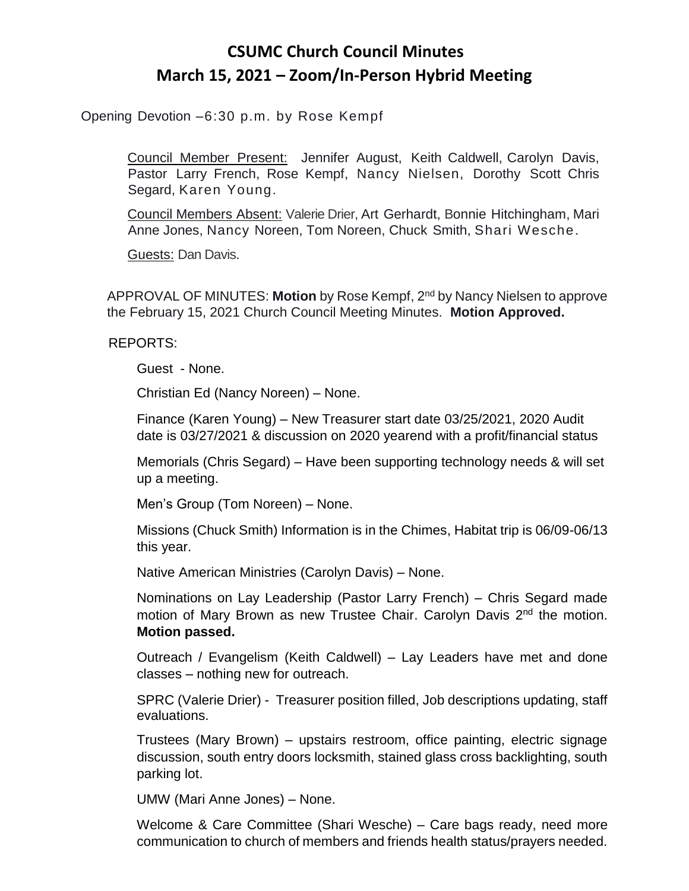# CSUMC Church Council Minutes
## March 15, 2021 – Zoom/In-Person Hybrid Meeting

Opening Devotion –6:30 p.m. by Rose Kempf

Council Member Present: Jennifer August, Keith Caldwell, Carolyn Davis, Pastor Larry French, Rose Kempf, Nancy Nielsen, Dorothy Scott Chris Segard, Karen Young.

Council Members Absent: Valerie Drier, Art Gerhardt, Bonnie Hitchingham, Mari Anne Jones, Nancy Noreen, Tom Noreen, Chuck Smith, Shari Wesche.

Guests: Dan Davis.

APPROVAL OF MINUTES: **Motion** by Rose Kempf, 2nd by Nancy Nielsen to approve the February 15, 2021 Church Council Meeting Minutes. **Motion Approved.**

REPORTS:

Guest - None.

Christian Ed (Nancy Noreen) – None.

Finance (Karen Young) – New Treasurer start date 03/25/2021, 2020 Audit date is 03/27/2021 & discussion on 2020 yearend with a profit/financial status

Memorials (Chris Segard) – Have been supporting technology needs & will set up a meeting.

Men's Group (Tom Noreen) – None.

Missions (Chuck Smith) Information is in the Chimes, Habitat trip is 06/09-06/13 this year.

Native American Ministries (Carolyn Davis) – None.

Nominations on Lay Leadership (Pastor Larry French) – Chris Segard made motion of Mary Brown as new Trustee Chair. Carolyn Davis 2nd the motion. **Motion passed.**

Outreach / Evangelism (Keith Caldwell) – Lay Leaders have met and done classes – nothing new for outreach.

SPRC (Valerie Drier) - Treasurer position filled, Job descriptions updating, staff evaluations.

Trustees (Mary Brown) – upstairs restroom, office painting, electric signage discussion, south entry doors locksmith, stained glass cross backlighting, south parking lot.

UMW (Mari Anne Jones) – None.

Welcome & Care Committee (Shari Wesche) – Care bags ready, need more communication to church of members and friends health status/prayers needed.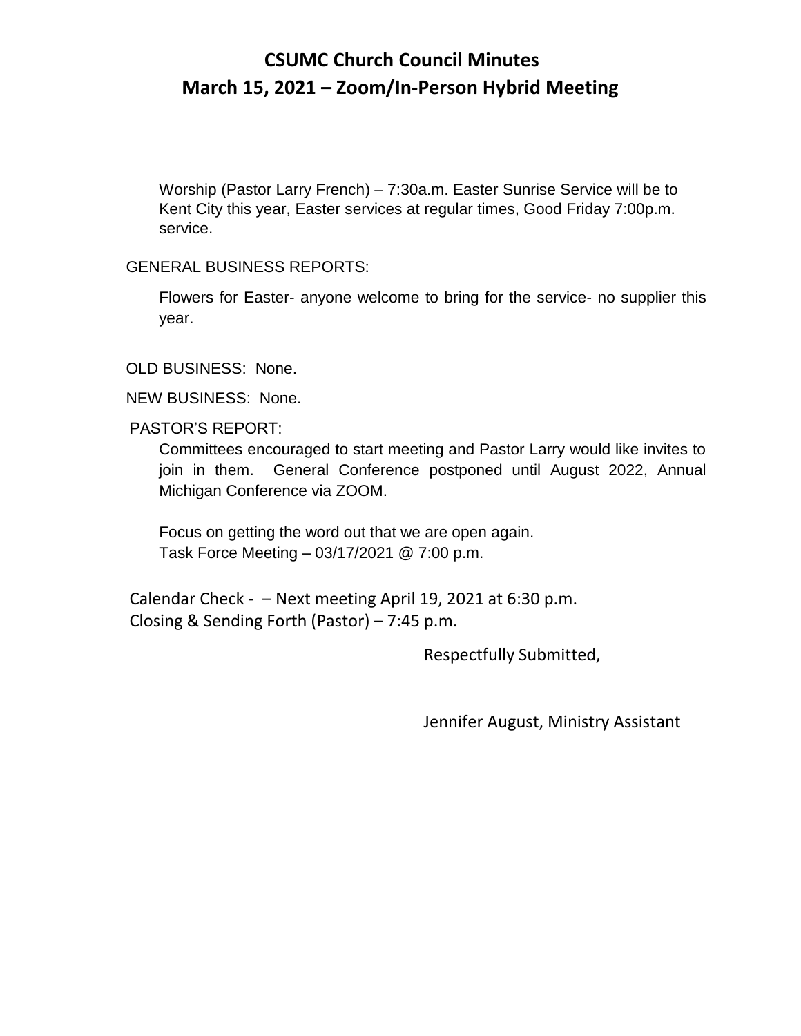# CSUMC Church Council Minutes

## March 15, 2021 – Zoom/In-Person Hybrid Meeting

Worship (Pastor Larry French) – 7:30a.m. Easter Sunrise Service will be to Kent City this year, Easter services at regular times, Good Friday 7:00p.m. service.

GENERAL BUSINESS REPORTS:

Flowers for Easter- anyone welcome to bring for the service- no supplier this year.

OLD BUSINESS: None.

NEW BUSINESS: None.

PASTOR'S REPORT:

Committees encouraged to start meeting and Pastor Larry would like invites to join in them. General Conference postponed until August 2022, Annual Michigan Conference via ZOOM.

Focus on getting the word out that we are open again.
Task Force Meeting – 03/17/2021 @ 7:00 p.m.

Calendar Check - – Next meeting April 19, 2021 at 6:30 p.m.
Closing & Sending Forth (Pastor) – 7:45 p.m.

Respectfully Submitted,

Jennifer August, Ministry Assistant